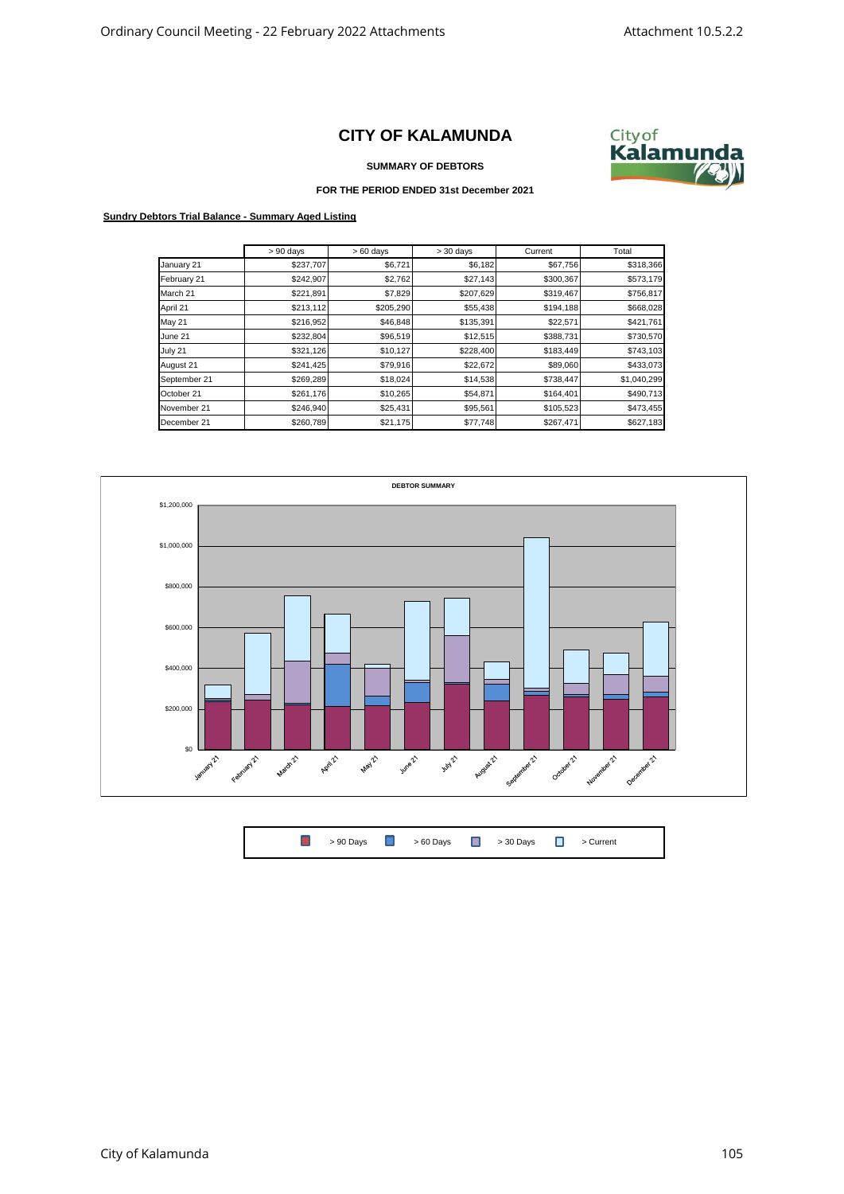# CITY OF KALAMUNDA

### SUMMARY OF DEBTORS

### FOR THE PERIOD ENDED 31st December 2021

**Sundry Debtors Trial Balance - Summary Aged Listing**

| | > 90 days | > 60 days | > 30 days | Current | Total |
|---|---|---|---|---|---|
| January 21 | $237,707 | $6,721 | $6,182 | $67,756 | $318,366 |
| February 21 | $242,907 | $2,762 | $27,143 | $300,367 | $573,179 |
| March 21 | $221,891 | $7,829 | $207,629 | $319,467 | $756,817 |
| April 21 | $213,112 | $205,290 | $55,438 | $194,188 | $668,028 |
| May 21 | $216,952 | $46,848 | $135,391 | $22,571 | $421,761 |
| June 21 | $232,804 | $96,519 | $12,515 | $388,731 | $730,570 |
| July 21 | $321,126 | $10,127 | $228,400 | $183,449 | $743,103 |
| August 21 | $241,425 | $79,916 | $22,672 | $89,060 | $433,073 |
| September 21 | $269,289 | $18,024 | $14,538 | $738,447 | $1,040,299 |
| October 21 | $261,176 | $10,265 | $54,871 | $164,401 | $490,713 |
| November 21 | $246,940 | $25,431 | $95,561 | $105,523 | $473,455 |
| December 21 | $260,789 | $21,175 | $77,748 | $267,471 | $627,183 |

**DEBTOR SUMMARY**

(Stacked bar chart, $0 – $1,200,000, January 21 – December 21)

Legend: > 90 Days, > 60 Days, > 30 Days, > Current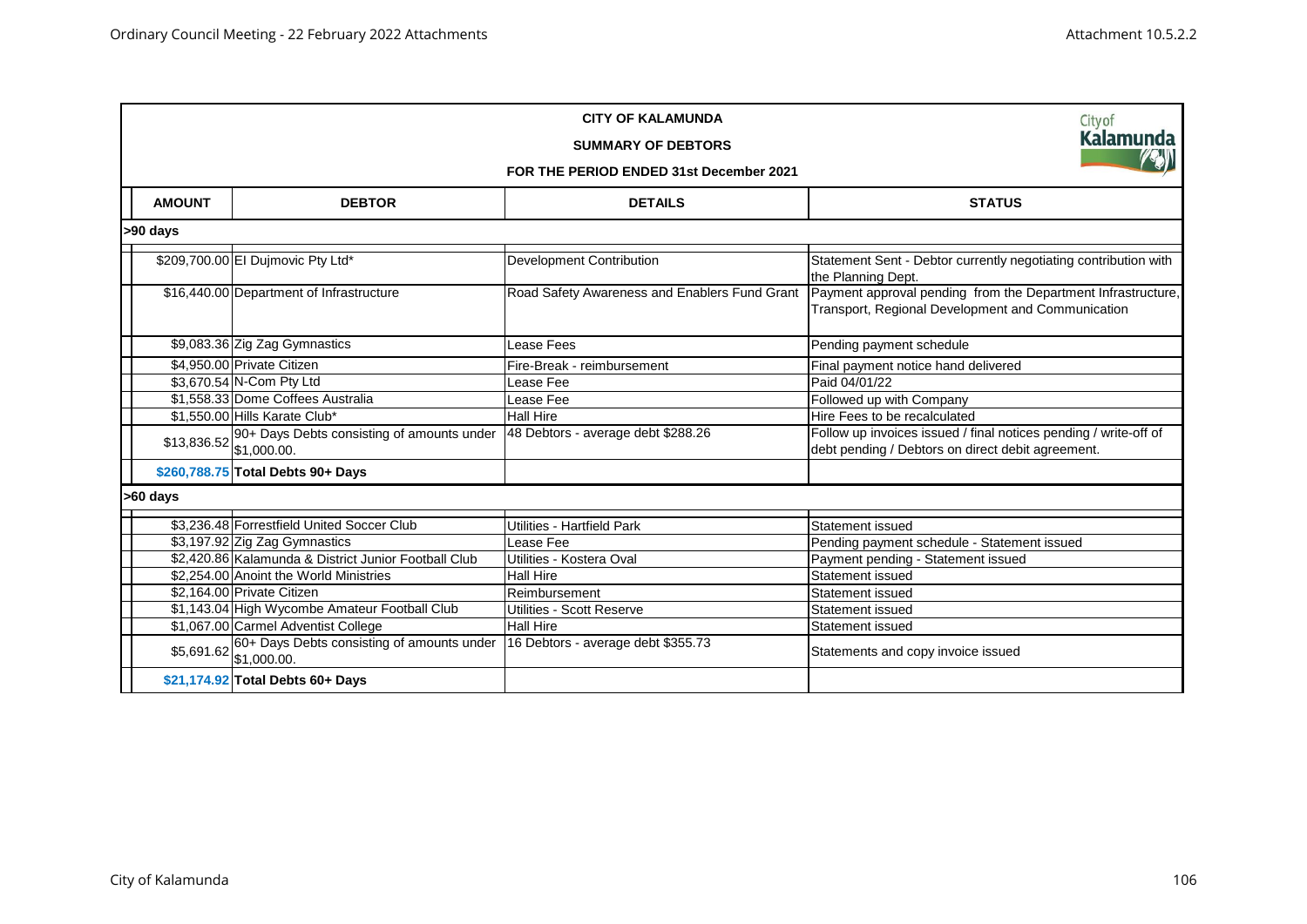**CITY OF KALAMUNDA**

**SUMMARY OF DEBTORS**

**FOR THE PERIOD ENDED 31st December 2021**

| AMOUNT | DEBTOR | DETAILS | STATUS |
|---|---|---|---|
| **>90 days** | | | |
| $209,700.00 | El Dujmovic Pty Ltd* | Development Contribution | Statement Sent - Debtor currently negotiating contribution with the Planning Dept. |
| $16,440.00 | Department of Infrastructure | Road Safety Awareness and Enablers Fund Grant | Payment approval pending from the Department Infrastructure, Transport, Regional Development and Communication |
| $9,083.36 | Zig Zag Gymnastics | Lease Fees | Pending payment schedule |
| $4,950.00 | Private Citizen | Fire-Break - reimbursement | Final payment notice hand delivered |
| $3,670.54 | N-Com Pty Ltd | Lease Fee | Paid 04/01/22 |
| $1,558.33 | Dome Coffees Australia | Lease Fee | Followed up with Company |
| $1,550.00 | Hills Karate Club* | Hall Hire | Hire Fees to be recalculated |
| $13,836.52 | 90+ Days Debts consisting of amounts under $1,000.00. | 48 Debtors - average debt $288.26 | Follow up invoices issued / final notices pending / write-off of debt pending / Debtors on direct debit agreement. |
| **$260,788.75** | **Total Debts 90+ Days** | | |
| **>60 days** | | | |
| $3,236.48 | Forrestfield United Soccer Club | Utilities - Hartfield Park | Statement issued |
| $3,197.92 | Zig Zag Gymnastics | Lease Fee | Pending payment schedule - Statement issued |
| $2,420.86 | Kalamunda & District Junior Football Club | Utilities - Kostera Oval | Payment pending - Statement issued |
| $2,254.00 | Anoint the World Ministries | Hall Hire | Statement issued |
| $2,164.00 | Private Citizen | Reimbursement | Statement issued |
| $1,143.04 | High Wycombe Amateur Football Club | Utilities - Scott Reserve | Statement issued |
| $1,067.00 | Carmel Adventist College | Hall Hire | Statement issued |
| $5,691.62 | 60+ Days Debts consisting of amounts under $1,000.00. | 16 Debtors - average debt $355.73 | Statements and copy invoice issued |
| **$21,174.92** | **Total Debts 60+ Days** | | |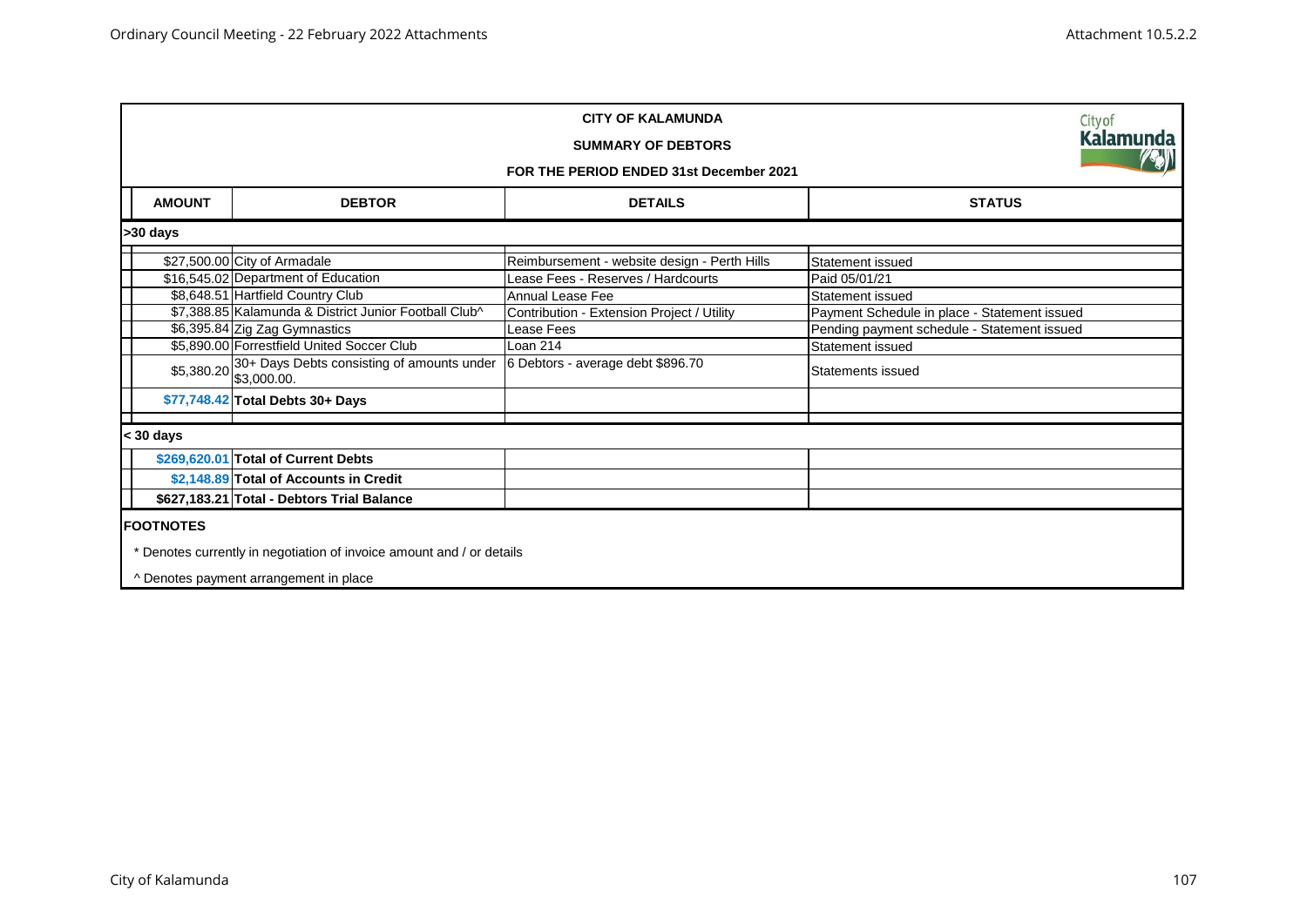**CITY OF KALAMUNDA**

**SUMMARY OF DEBTORS**

**FOR THE PERIOD ENDED 31st December 2021**

| AMOUNT | DEBTOR | DETAILS | STATUS |
|---|---|---|---|
| **>30 days** | | | |
| $27,500.00 | City of Armadale | Reimbursement - website design - Perth Hills | Statement issued |
| $16,545.02 | Department of Education | Lease Fees - Reserves / Hardcourts | Paid 05/01/21 |
| $8,648.51 | Hartfield Country Club | Annual Lease Fee | Statement issued |
| $7,388.85 | Kalamunda & District Junior Football Club^ | Contribution - Extension Project / Utility | Payment Schedule in place - Statement issued |
| $6,395.84 | Zig Zag Gymnastics | Lease Fees | Pending payment schedule - Statement issued |
| $5,890.00 | Forrestfield United Soccer Club | Loan 214 | Statement issued |
| $5,380.20 | 30+ Days Debts consisting of amounts under $3,000.00. | 6 Debtors - average debt $896.70 | Statements issued |
| **$77,748.42** | **Total Debts 30+ Days** | | |
| **< 30 days** | | | |
| **$269,620.01** | **Total of Current Debts** | | |
| **$2,148.89** | **Total of Accounts in Credit** | | |
| **$627,183.21** | **Total - Debtors Trial Balance** | | |

**FOOTNOTES**

* Denotes currently in negotiation of invoice amount and / or details

^ Denotes payment arrangement in place